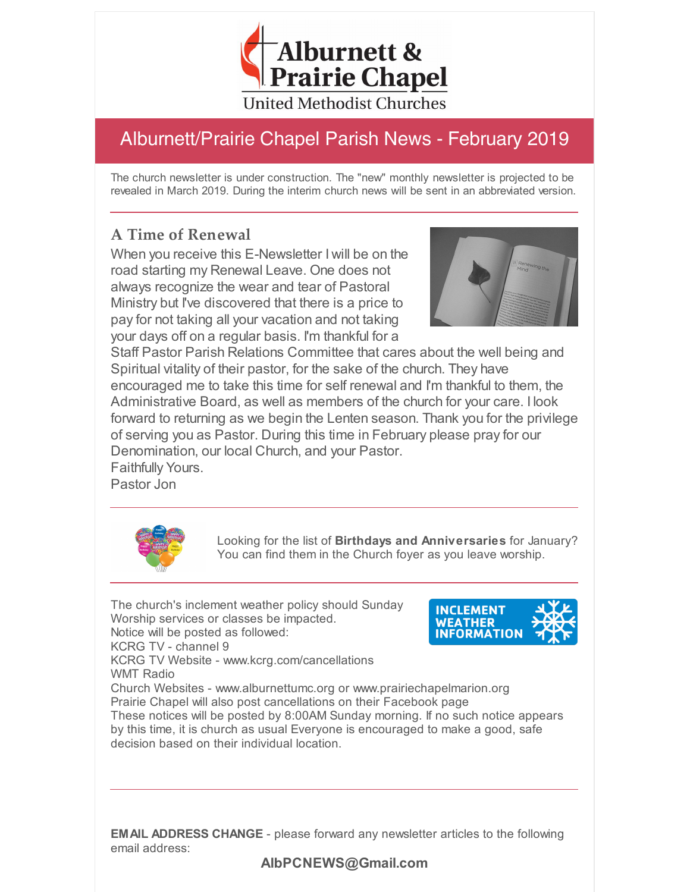# Alburnett & Prairie Chapel

United Methodist Churches

## Alburnett/Prairie Chapel Parish News - February 2019

The church newsletter is under construction. The "new" monthly newsletter is projected to be revealed in March 2019. During the interim church news will be sent in an abbreviated version.

---

### A Time of Renewal

When you receive this E-Newsletter I will be on the road starting my Renewal Leave. One does not always recognize the wear and tear of Pastoral Ministry but I've discovered that there is a price to pay for not taking all your vacation and not taking your days off on a regular basis. I'm thankful for a Staff Pastor Parish Relations Committee that cares about the well being and Spiritual vitality of their pastor, for the sake of the church. They have encouraged me to take this time for self renewal and I'm thankful to them, the Administrative Board, as well as members of the church for your care. I look forward to returning as we begin the Lenten season. Thank you for the privilege of serving you as Pastor. During this time in February please pray for our Denomination, our local Church, and your Pastor.
Faithfully Yours.
Pastor Jon

---

Looking for the list of **Birthdays and Anniversaries** for January? You can find them in the Church foyer as you leave worship.

---

INCLEMENT WEATHER INFORMATION

The church's inclement weather policy should Sunday Worship services or classes be impacted.
Notice will be posted as followed:
KCRG TV - channel 9
KCRG TV Website - www.kcrg.com/cancellations
WMT Radio
Church Websites - www.alburnettumc.org or www.prairiechapelmarion.org
Prairie Chapel will also post cancellations on their Facebook page
These notices will be posted by 8:00AM Sunday morning. If no such notice appears by this time, it is church as usual Everyone is encouraged to make a good, safe decision based on their individual location.

---

**EMAIL ADDRESS CHANGE** - please forward any newsletter articles to the following email address:

**AlbPCNEWS@Gmail.com**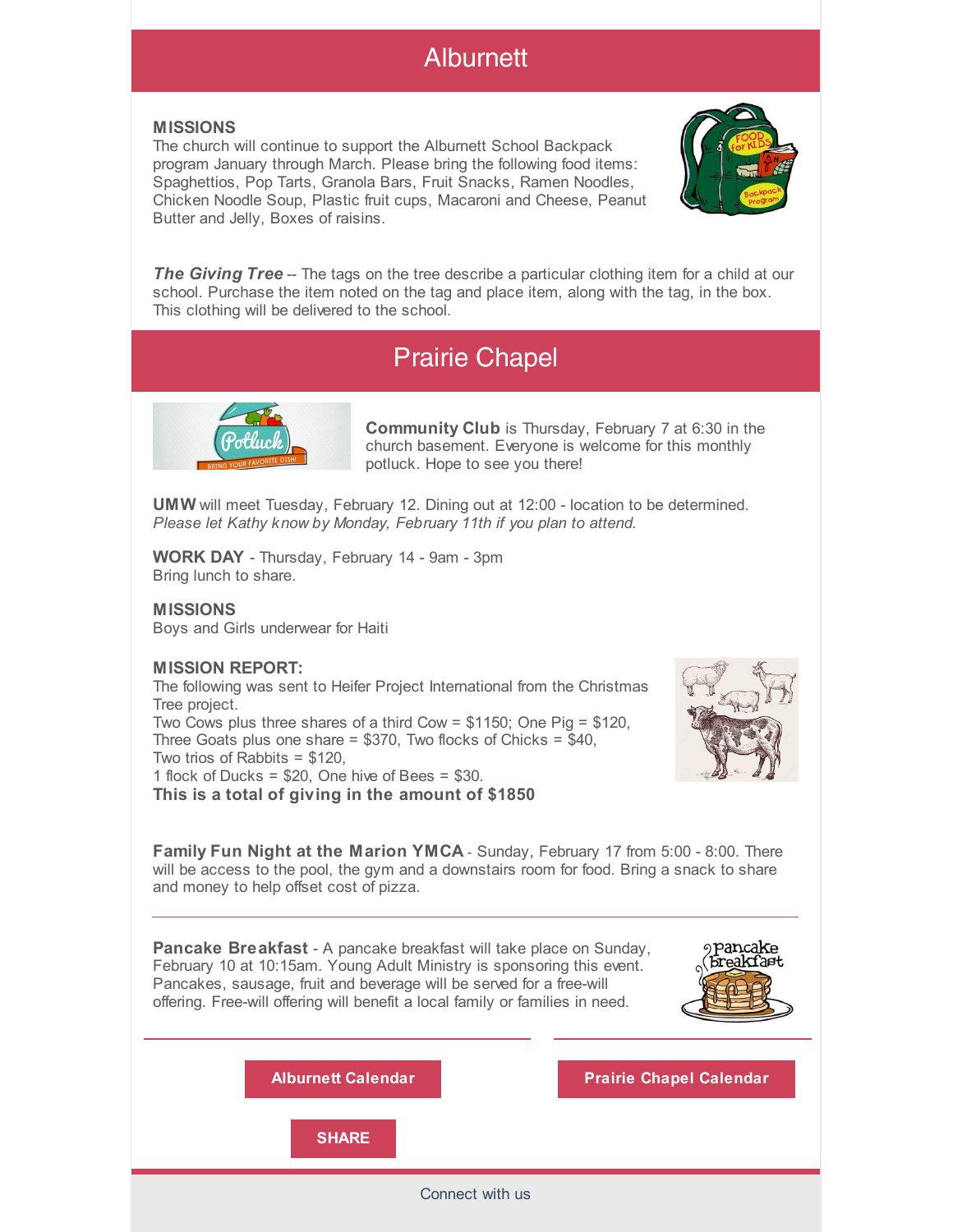## Alburnett

**MISSIONS**
The church will continue to support the Alburnett School Backpack program January through March. Please bring the following food items: Spaghettios, Pop Tarts, Granola Bars, Fruit Snacks, Ramen Noodles, Chicken Noodle Soup, Plastic fruit cups, Macaroni and Cheese, Peanut Butter and Jelly, Boxes of raisins.

***The Giving Tree*** -- The tags on the tree describe a particular clothing item for a child at our school. Purchase the item noted on the tag and place item, along with the tag, in the box. This clothing will be delivered to the school.

## Prairie Chapel

**Community Club** is Thursday, February 7 at 6:30 in the church basement. Everyone is welcome for this monthly potluck. Hope to see you there!

**UMW** will meet Tuesday, February 12. Dining out at 12:00 - location to be determined. *Please let Kathy know by Monday, February 11th if you plan to attend.*

**WORK DAY** - Thursday, February 14 - 9am - 3pm
Bring lunch to share.

**MISSIONS**
Boys and Girls underwear for Haiti

**MISSION REPORT:**
The following was sent to Heifer Project International from the Christmas Tree project.
Two Cows plus three shares of a third Cow = $1150; One Pig = $120,
Three Goats plus one share = $370, Two flocks of Chicks = $40,
Two trios of Rabbits = $120,
1 flock of Ducks = $20, One hive of Bees = $30.
**This is a total of giving in the amount of $1850**

**Family Fun Night at the Marion YMCA** - Sunday, February 17 from 5:00 - 8:00. There will be access to the pool, the gym and a downstairs room for food. Bring a snack to share and money to help offset cost of pizza.

---

**Pancake Breakfast** - A pancake breakfast will take place on Sunday, February 10 at 10:15am. Young Adult Ministry is sponsoring this event. Pancakes, sausage, fruit and beverage will be served for a free-will offering. Free-will offering will benefit a local family or families in need.

---

**Alburnett Calendar**

**Prairie Chapel Calendar**

**SHARE**

Connect with us